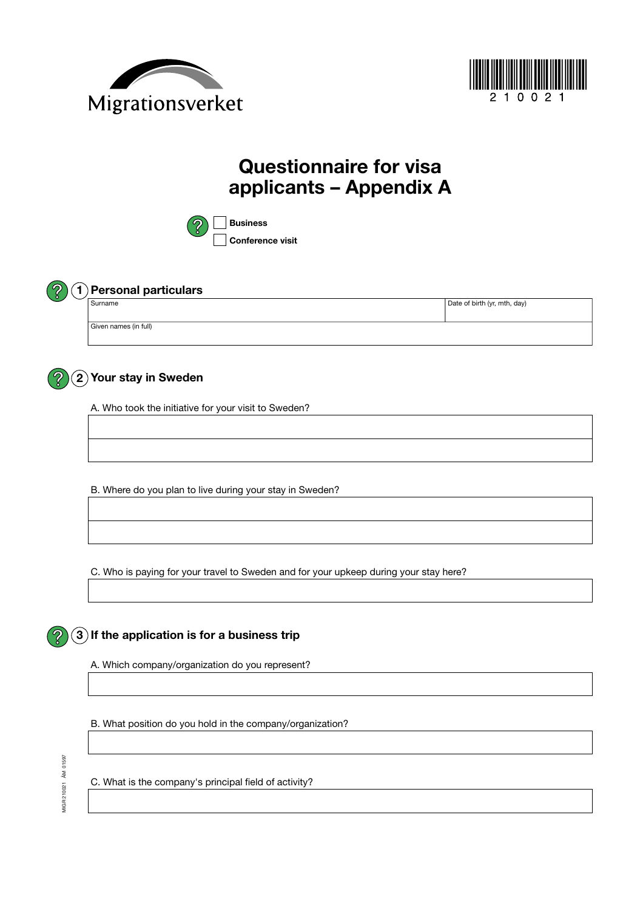Migrationsverket

210021

# Questionnaire for visa applicants – Appendix A

- [ ] Business
- [ ] Conference visit

## 1 Personal particulars

| Surname | Date of birth (yr, mth, day) |
| --- | --- |
| | |
| Given names (in full) | |
| | |

## 2 Your stay in Sweden

A. Who took the initiative for your visit to Sweden?

B. Where do you plan to live during your stay in Sweden?

C. Who is paying for your travel to Sweden and for your upkeep during your stay here?

## 3 If the application is for a business trip

A. Which company/organization do you represent?

B. What position do you hold in the company/organization?

C. What is the company's principal field of activity?

MIGR 210021 ÄM 01597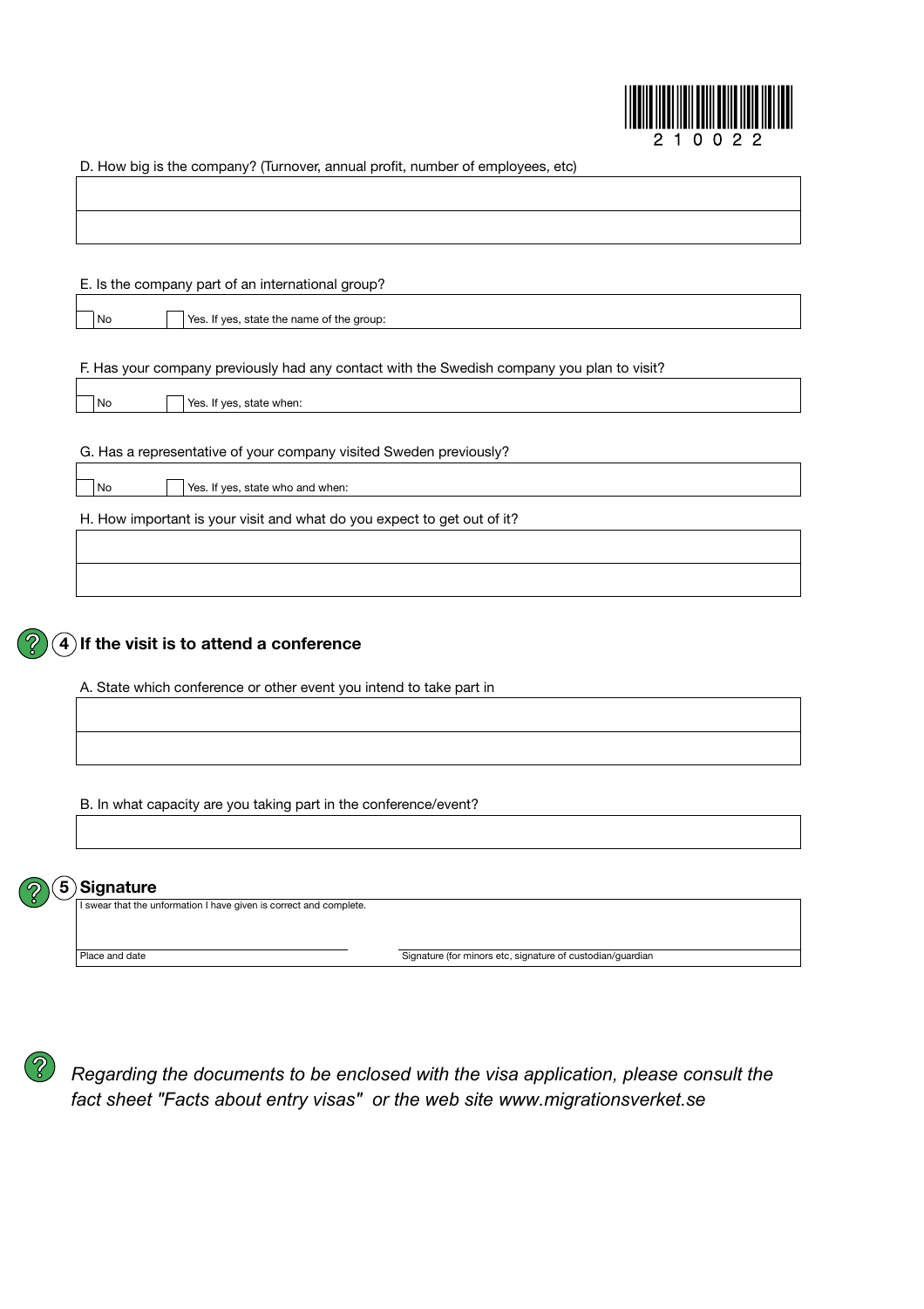210022

D. How big is the company? (Turnover, annual profit, number of employees, etc)

E. Is the company part of an international group?

☐ No ☐ Yes. If yes, state the name of the group:

F. Has your company previously had any contact with the Swedish company you plan to visit?

☐ No ☐ Yes. If yes, state when:

G. Has a representative of your company visited Sweden previously?

☐ No ☐ Yes. If yes, state who and when:

H. How important is your visit and what do you expect to get out of it?

## 4 If the visit is to attend a conference

A. State which conference or other event you intend to take part in

B. In what capacity are you taking part in the conference/event?

## 5 Signature

I swear that the unformation I have given is correct and complete.

Place and date

Signature (for minors etc, signature of custodian/guardian

*Regarding the documents to be enclosed with the visa application, please consult the fact sheet "Facts about entry visas" or the web site www.migrationsverket.se*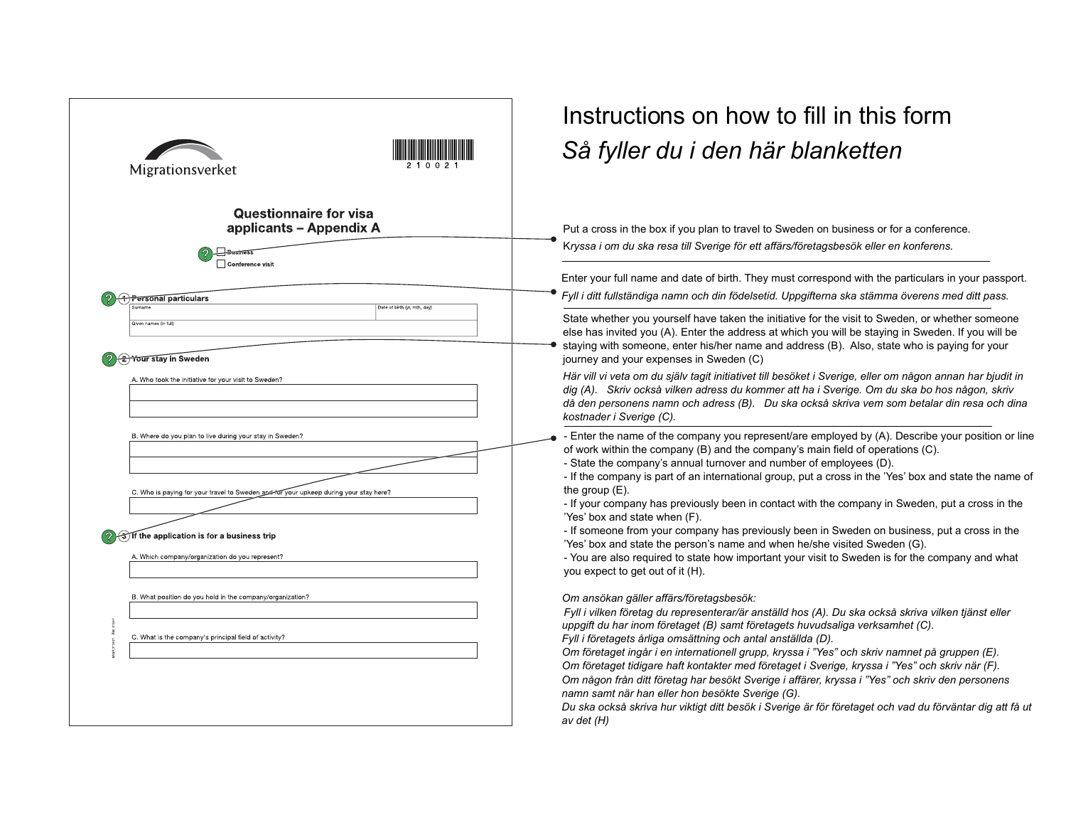Migrationsverket

210021

## Questionnaire for visa applicants – Appendix A

☐ Business

☐ Conference visit

### 1 Personal particulars

| Surname | Date of birth (yr, mth, day) |
|---|---|
| Given names (in full) | |

### 2 Your stay in Sweden

A. Who took the initiative for your visit to Sweden?

B. Where do you plan to live during your stay in Sweden?

C. Who is paying for your travel to Sweden and for your upkeep during your stay here?

### 3 If the application is for a business trip

A. Which company/organization do you represent?

B. What position do you hold in the company/organization?

C. What is the company's principal field of activity?

# Instructions on how to fill in this form

# *Så fyller du i den här blanketten*

Put a cross in the box if you plan to travel to Sweden on business or for a conference.

*Kryssa i om du ska resa till Sverige för ett affärs/företagsbesök eller en konferens.*

---

Enter your full name and date of birth. They must correspond with the particulars in your passport.

*Fyll i ditt fullständiga namn och din födelsetid. Uppgifterna ska stämma överens med ditt pass.*

---

State whether you yourself have taken the initiative for the visit to Sweden, or whether someone else has invited you (A). Enter the address at which you will be staying in Sweden. If you will be staying with someone, enter his/her name and address (B). Also, state who is paying for your journey and your expenses in Sweden (C)

*Här vill vi veta om du själv tagit initiativet till besöket i Sverige, eller om någon annan har bjudit in dig (A). Skriv också vilken adress du kommer att ha i Sverige. Om du ska bo hos någon, skriv då den personens namn och adress (B). Du ska också skriva vem som betalar din resa och dina kostnader i Sverige (C).*

---

- Enter the name of the company you represent/are employed by (A). Describe your position or line of work within the company (B) and the company's main field of operations (C).
- State the company's annual turnover and number of employees (D).
- If the company is part of an international group, put a cross in the 'Yes' box and state the name of the group (E).
- If your company has previously been in contact with the company in Sweden, put a cross in the 'Yes' box and state when (F).
- If someone from your company has previously been in Sweden on business, put a cross in the 'Yes' box and state the person's name and when he/she visited Sweden (G).
- You are also required to state how important your visit to Sweden is for the company and what you expect to get out of it (H).

*Om ansökan gäller affärs/företagsbesök:*
*Fyll i vilken företag du representerar/är anställd hos (A). Du ska också skriva vilken tjänst eller uppgift du har inom företaget (B) samt företagets huvudsaliga verksamhet (C).*
*Fyll i företagets årliga omsättning och antal anställda (D).*
*Om företaget ingår i en internationell grupp, kryssa i "Yes" och skriv namnet på gruppen (E).*
*Om företaget tidigare haft kontakter med företaget i Sverige, kryssa i "Yes" och skriv när (F).*
*Om någon från ditt företag har besökt Sverige i affärer, kryssa i "Yes" och skriv den personens namn samt när han eller hon besökte Sverige (G).*
*Du ska också skriva hur viktigt ditt besök i Sverige är för företaget och vad du förväntar dig att få ut av det (H)*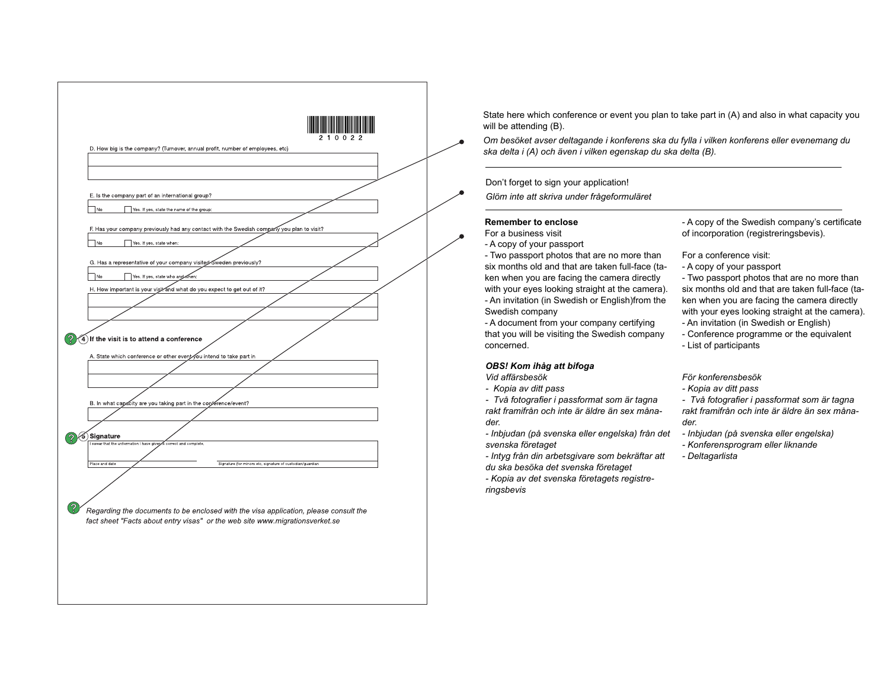D. How big is the company? (Turnover, annual profit, number of employees, etc)

E. Is the company part of an international group?

No | Yes. If yes, state the name of the group:

F. Has your company previously had any contact with the Swedish company you plan to visit?

No | Yes. If yes, state when:

G. Has a representative of your company visited Sweden previously?

No | Yes. If yes, state who and when:

H. How important is your visit and what do you expect to get out of it?

## 4 If the visit is to attend a conference

A. State which conference or other event you intend to take part in

B. In what capacity are you taking part in the conference/event?

## 5 Signature

I swear that the information I have given is correct and complete.

Place and date

Signature (for minors etc, signature of custodian/guardian

*Regarding the documents to be enclosed with the visa application, please consult the fact sheet "Facts about entry visas" or the web site www.migrationsverket.se*

---

State here which conference or event you plan to take part in (A) and also in what capacity you will be attending (B).

*Om besöket avser deltagande i konferens ska du fylla i vilken konferens eller evenemang du ska delta i (A) och även i vilken egenskap du ska delta (B).*

---

Don't forget to sign your application!

*Glöm inte att skriva under frågeformuläret*

---

**Remember to enclose**

For a business visit

- A copy of your passport
- Two passport photos that are no more than six months old and that are taken full-face (taken when you are facing the camera directly with your eyes looking straight at the camera).
- An invitation (in Swedish or English)from the Swedish company
- A document from your company certifying that you will be visiting the Swedish company concerned.
- A copy of the Swedish company's certificate of incorporation (registreringsbevis).

For a conference visit:

- A copy of your passport
- Two passport photos that are no more than six months old and that are taken full-face (taken when you are facing the camera directly with your eyes looking straight at the camera).
- An invitation (in Swedish or English)
- Conference programme or the equivalent
- List of participants

***OBS! Kom ihåg att bifoga***

*Vid affärsbesök*

- *Kopia av ditt pass*
- *Två fotografier i passformat som är tagna rakt framifrån och inte är äldre än sex månader.*
- *Inbjudan (på svenska eller engelska) från det svenska företaget*
- *Intyg från din arbetsgivare som bekräftar att du ska besöka det svenska företaget*
- *Kopia av det svenska företagets registreringsbevis*

*För konferensbesök*

- *Kopia av ditt pass*
- *Två fotografier i passformat som är tagna rakt framifrån och inte är äldre än sex månader.*
- *Inbjudan (på svenska eller engelska)*
- *Konferensprogram eller liknande*
- *Deltagarlista*